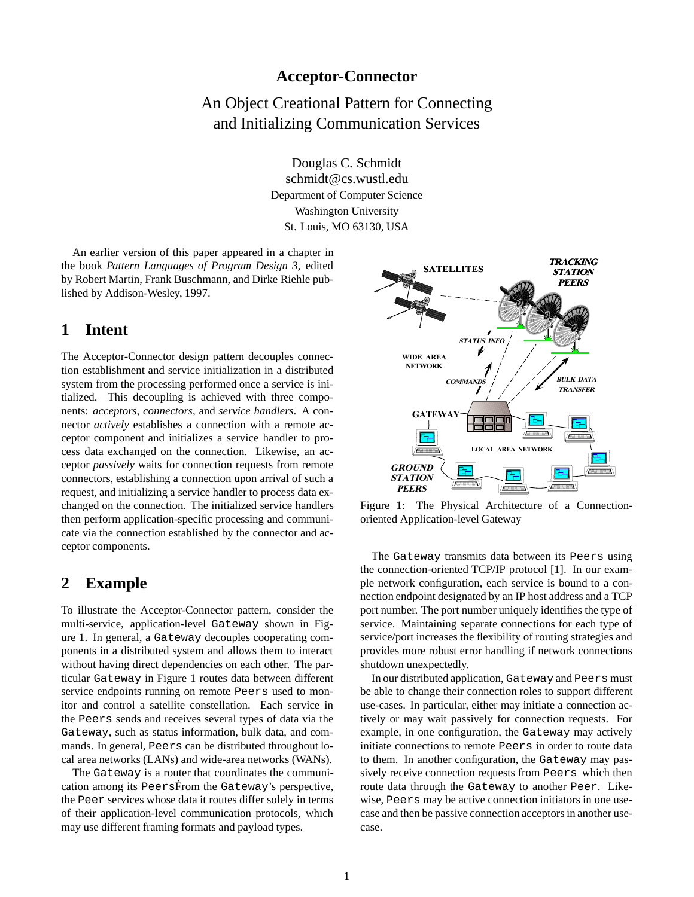# Acceptor-Connector

## An Object Creational Pattern for Connecting and Initializing Communication Services

Douglas C. Schmidt
schmidt@cs.wustl.edu
Department of Computer Science
Washington University
St. Louis, MO 63130, USA

An earlier version of this paper appeared in a chapter in the book *Pattern Languages of Program Design 3*, edited by Robert Martin, Frank Buschmann, and Dirke Riehle published by Addison-Wesley, 1997.

## 1 Intent

The Acceptor-Connector design pattern decouples connection establishment and service initialization in a distributed system from the processing performed once a service is initialized. This decoupling is achieved with three components: *acceptors*, *connectors*, and *service handlers*. A connector *actively* establishes a connection with a remote acceptor component and initializes a service handler to process data exchanged on the connection. Likewise, an acceptor *passively* waits for connection requests from remote connectors, establishing a connection upon arrival of such a request, and initializing a service handler to process data exchanged on the connection. The initialized service handlers then perform application-specific processing and communicate via the connection established by the connector and acceptor components.

## 2 Example

To illustrate the Acceptor-Connector pattern, consider the multi-service, application-level Gateway shown in Figure 1. In general, a Gateway decouples cooperating components in a distributed system and allows them to interact without having direct dependencies on each other. The particular Gateway in Figure 1 routes data between different service endpoints running on remote Peers used to monitor and control a satellite constellation. Each service in the Peers sends and receives several types of data via the Gateway, such as status information, bulk data, and commands. In general, Peers can be distributed throughout local area networks (LANs) and wide-area networks (WANs).

The Gateway is a router that coordinates the communication among its Peers. From the Gateway's perspective, the Peer services whose data it routes differ solely in terms of their application-level communication protocols, which may use different framing formats and payload types.

Figure 1: The Physical Architecture of a Connection-oriented Application-level Gateway

The Gateway transmits data between its Peers using the connection-oriented TCP/IP protocol [1]. In our example network configuration, each service is bound to a connection endpoint designated by an IP host address and a TCP port number. The port number uniquely identifies the type of service. Maintaining separate connections for each type of service/port increases the flexibility of routing strategies and provides more robust error handling if network connections shutdown unexpectedly.

In our distributed application, Gateway and Peers must be able to change their connection roles to support different use-cases. In particular, either may initiate a connection actively or may wait passively for connection requests. For example, in one configuration, the Gateway may actively initiate connections to remote Peers in order to route data to them. In another configuration, the Gateway may passively receive connection requests from Peers which then route data through the Gateway to another Peer. Likewise, Peers may be active connection initiators in one use-case and then be passive connection acceptors in another use-case.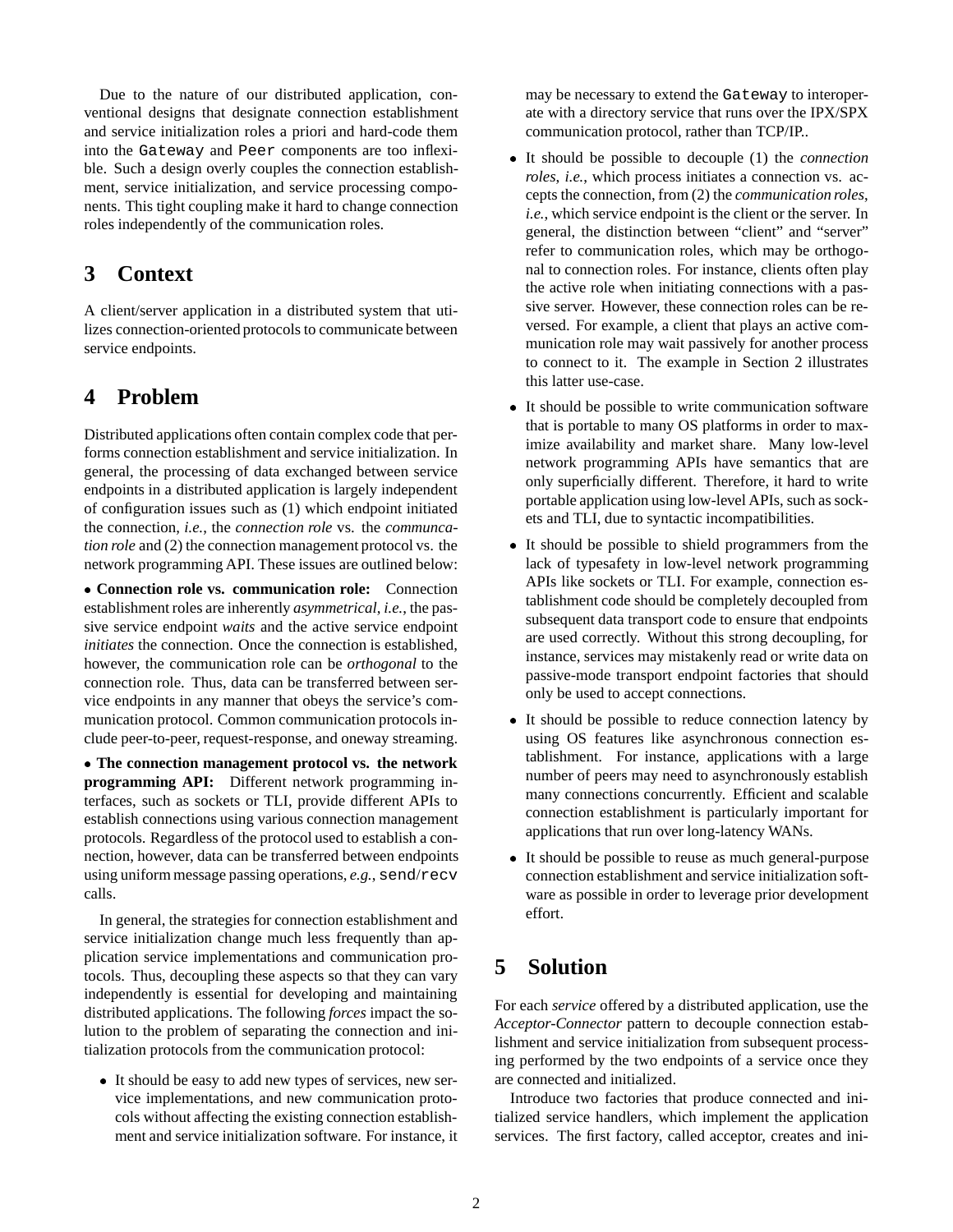Due to the nature of our distributed application, conventional designs that designate connection establishment and service initialization roles a priori and hard-code them into the `Gateway` and `Peer` components are too inflexible. Such a design overly couples the connection establishment, service initialization, and service processing components. This tight coupling make it hard to change connection roles independently of the communication roles.

## 3 Context

A client/server application in a distributed system that utilizes connection-oriented protocols to communicate between service endpoints.

## 4 Problem

Distributed applications often contain complex code that performs connection establishment and service initialization. In general, the processing of data exchanged between service endpoints in a distributed application is largely independent of configuration issues such as (1) which endpoint initiated the connection, *i.e.*, the *connection role* vs. the *communcation role* and (2) the connection management protocol vs. the network programming API. These issues are outlined below:

• **Connection role vs. communication role:** Connection establishment roles are inherently *asymmetrical*, *i.e.*, the passive service endpoint *waits* and the active service endpoint *initiates* the connection. Once the connection is established, however, the communication role can be *orthogonal* to the connection role. Thus, data can be transferred between service endpoints in any manner that obeys the service's communication protocol. Common communication protocols include peer-to-peer, request-response, and oneway streaming.

• **The connection management protocol vs. the network programming API:** Different network programming interfaces, such as sockets or TLI, provide different APIs to establish connections using various connection management protocols. Regardless of the protocol used to establish a connection, however, data can be transferred between endpoints using uniform message passing operations, *e.g.*, `send`/`recv` calls.

In general, the strategies for connection establishment and service initialization change much less frequently than application service implementations and communication protocols. Thus, decoupling these aspects so that they can vary independently is essential for developing and maintaining distributed applications. The following *forces* impact the solution to the problem of separating the connection and initialization protocols from the communication protocol:

- It should be easy to add new types of services, new service implementations, and new communication protocols without affecting the existing connection establishment and service initialization software. For instance, it may be necessary to extend the `Gateway` to interoperate with a directory service that runs over the IPX/SPX communication protocol, rather than TCP/IP..
- It should be possible to decouple (1) the *connection roles*, *i.e.*, which process initiates a connection vs. accepts the connection, from (2) the *communication roles*, *i.e.*, which service endpoint is the client or the server. In general, the distinction between "client" and "server" refer to communication roles, which may be orthogonal to connection roles. For instance, clients often play the active role when initiating connections with a passive server. However, these connection roles can be reversed. For example, a client that plays an active communication role may wait passively for another process to connect to it. The example in Section 2 illustrates this latter use-case.
- It should be possible to write communication software that is portable to many OS platforms in order to maximize availability and market share. Many low-level network programming APIs have semantics that are only superficially different. Therefore, it hard to write portable application using low-level APIs, such as sockets and TLI, due to syntactic incompatibilities.
- It should be possible to shield programmers from the lack of typesafety in low-level network programming APIs like sockets or TLI. For example, connection establishment code should be completely decoupled from subsequent data transport code to ensure that endpoints are used correctly. Without this strong decoupling, for instance, services may mistakenly read or write data on passive-mode transport endpoint factories that should only be used to accept connections.
- It should be possible to reduce connection latency by using OS features like asynchronous connection establishment. For instance, applications with a large number of peers may need to asynchronously establish many connections concurrently. Efficient and scalable connection establishment is particularly important for applications that run over long-latency WANs.
- It should be possible to reuse as much general-purpose connection establishment and service initialization software as possible in order to leverage prior development effort.

## 5 Solution

For each *service* offered by a distributed application, use the *Acceptor-Connector* pattern to decouple connection establishment and service initialization from subsequent processing performed by the two endpoints of a service once they are connected and initialized.

Introduce two factories that produce connected and initialized service handlers, which implement the application services. The first factory, called acceptor, creates and ini-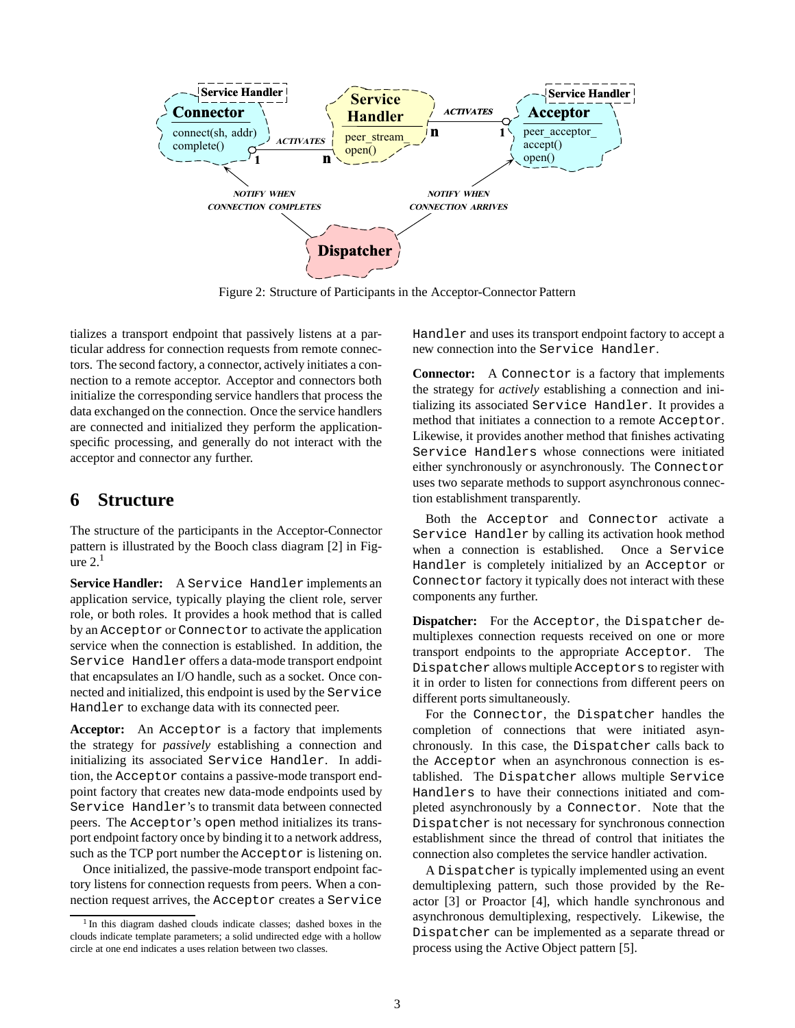Figure 2: Structure of Participants in the Acceptor-Connector Pattern

tializes a transport endpoint that passively listens at a particular address for connection requests from remote connectors. The second factory, a connector, actively initiates a connection to a remote acceptor. Acceptor and connectors both initialize the corresponding service handlers that process the data exchanged on the connection. Once the service handlers are connected and initialized they perform the application-specific processing, and generally do not interact with the acceptor and connector any further.

## 6 Structure

The structure of the participants in the Acceptor-Connector pattern is illustrated by the Booch class diagram [2] in Figure 2.[1]

**Service Handler:** A `Service Handler` implements an application service, typically playing the client role, server role, or both roles. It provides a hook method that is called by an `Acceptor` or `Connector` to activate the application service when the connection is established. In addition, the `Service Handler` offers a data-mode transport endpoint that encapsulates an I/O handle, such as a socket. Once connected and initialized, this endpoint is used by the `Service Handler` to exchange data with its connected peer.

**Acceptor:** An `Acceptor` is a factory that implements the strategy for *passively* establishing a connection and initializing its associated `Service Handler`. In addition, the `Acceptor` contains a passive-mode transport endpoint factory that creates new data-mode endpoints used by `Service Handler`'s to transmit data between connected peers. The `Acceptor`'s `open` method initializes its transport endpoint factory once by binding it to a network address, such as the TCP port number the `Acceptor` is listening on.

Once initialized, the passive-mode transport endpoint factory listens for connection requests from peers. When a connection request arrives, the `Acceptor` creates a `Service Handler` and uses its transport endpoint factory to accept a new connection into the `Service Handler`.

**Connector:** A `Connector` is a factory that implements the strategy for *actively* establishing a connection and initializing its associated `Service Handler`. It provides a method that initiates a connection to a remote `Acceptor`. Likewise, it provides another method that finishes activating `Service Handlers` whose connections were initiated either synchronously or asynchronously. The `Connector` uses two separate methods to support asynchronous connection establishment transparently.

Both the `Acceptor` and `Connector` activate a `Service Handler` by calling its activation hook method when a connection is established. Once a `Service Handler` is completely initialized by an `Acceptor` or `Connector` factory it typically does not interact with these components any further.

**Dispatcher:** For the `Acceptor`, the `Dispatcher` demultiplexes connection requests received on one or more transport endpoints to the appropriate `Acceptor`. The `Dispatcher` allows multiple `Acceptors` to register with it in order to listen for connections from different peers on different ports simultaneously.

For the `Connector`, the `Dispatcher` handles the completion of connections that were initiated asynchronously. In this case, the `Dispatcher` calls back to the `Acceptor` when an asynchronous connection is established. The `Dispatcher` allows multiple `Service Handlers` to have their connections initiated and completed asynchronously by a `Connector`. Note that the `Dispatcher` is not necessary for synchronous connection establishment since the thread of control that initiates the connection also completes the service handler activation.

A `Dispatcher` is typically implemented using an event demultiplexing pattern, such those provided by the Reactor [3] or Proactor [4], which handle synchronous and asynchronous demultiplexing, respectively. Likewise, the `Dispatcher` can be implemented as a separate thread or process using the Active Object pattern [5].

[1] In this diagram dashed clouds indicate classes; dashed boxes in the clouds indicate template parameters; a solid undirected edge with a hollow circle at one end indicates a uses relation between two classes.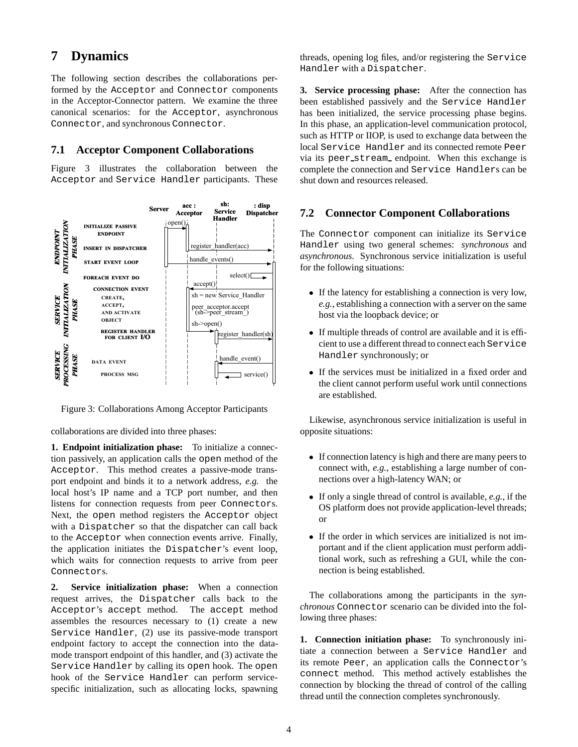## 7 Dynamics

The following section describes the collaborations performed by the `Acceptor` and `Connector` components in the Acceptor-Connector pattern. We examine the three canonical scenarios: for the `Acceptor`, asynchronous `Connector`, and synchronous `Connector`.

### 7.1 Acceptor Component Collaborations

Figure 3 illustrates the collaboration between the `Acceptor` and `Service Handler` participants. These collaborations are divided into three phases:

Figure 3: Collaborations Among Acceptor Participants

**1. Endpoint initialization phase:** To initialize a connection passively, an application calls the `open` method of the `Acceptor`. This method creates a passive-mode transport endpoint and binds it to a network address, *e.g.* the local host's IP name and a TCP port number, and then listens for connection requests from peer `Connector`s. Next, the `open` method registers the `Acceptor` object with a `Dispatcher` so that the dispatcher can call back to the `Acceptor` when connection events arrive. Finally, the application initiates the `Dispatcher`'s event loop, which waits for connection requests to arrive from peer `Connector`s.

**2. Service initialization phase:** When a connection request arrives, the `Dispatcher` calls back to the `Acceptor`'s `accept` method. The `accept` method assembles the resources necessary to (1) create a new `Service Handler`, (2) use its passive-mode transport endpoint factory to accept the connection into the data-mode transport endpoint of this handler, and (3) activate the `Service Handler` by calling its `open` hook. The `open` hook of the `Service Handler` can perform service-specific initialization, such as allocating locks, spawning threads, opening log files, and/or registering the `Service Handler` with a `Dispatcher`.

**3. Service processing phase:** After the connection has been established passively and the `Service Handler` has been initialized, the service processing phase begins. In this phase, an application-level communication protocol, such as HTTP or IIOP, is used to exchange data between the local `Service Handler` and its connected remote `Peer` via its `peer_stream_` endpoint. When this exchange is complete the connection and `Service Handler`s can be shut down and resources released.

### 7.2 Connector Component Collaborations

The `Connector` component can initialize its `Service Handler` using two general schemes: *synchronous* and *asynchronous*. Synchronous service initialization is useful for the following situations:

- If the latency for establishing a connection is very low, *e.g.*, establishing a connection with a server on the same host via the loopback device; or
- If multiple threads of control are available and it is efficient to use a different thread to connect each `Service Handler` synchronously; or
- If the services must be initialized in a fixed order and the client cannot perform useful work until connections are established.

Likewise, asynchronous service initialization is useful in opposite situations:

- If connection latency is high and there are many peers to connect with, *e.g.*, establishing a large number of connections over a high-latency WAN; or
- If only a single thread of control is available, *e.g.*, if the OS platform does not provide application-level threads; or
- If the order in which services are initialized is not important and if the client application must perform additional work, such as refreshing a GUI, while the connection is being established.

The collaborations among the participants in the *synchronous* `Connector` scenario can be divided into the following three phases:

**1. Connection initiation phase:** To synchronously initiate a connection between a `Service Handler` and its remote `Peer`, an application calls the `Connector`'s `connect` method. This method actively establishes the connection by blocking the thread of control of the calling thread until the connection completes synchronously.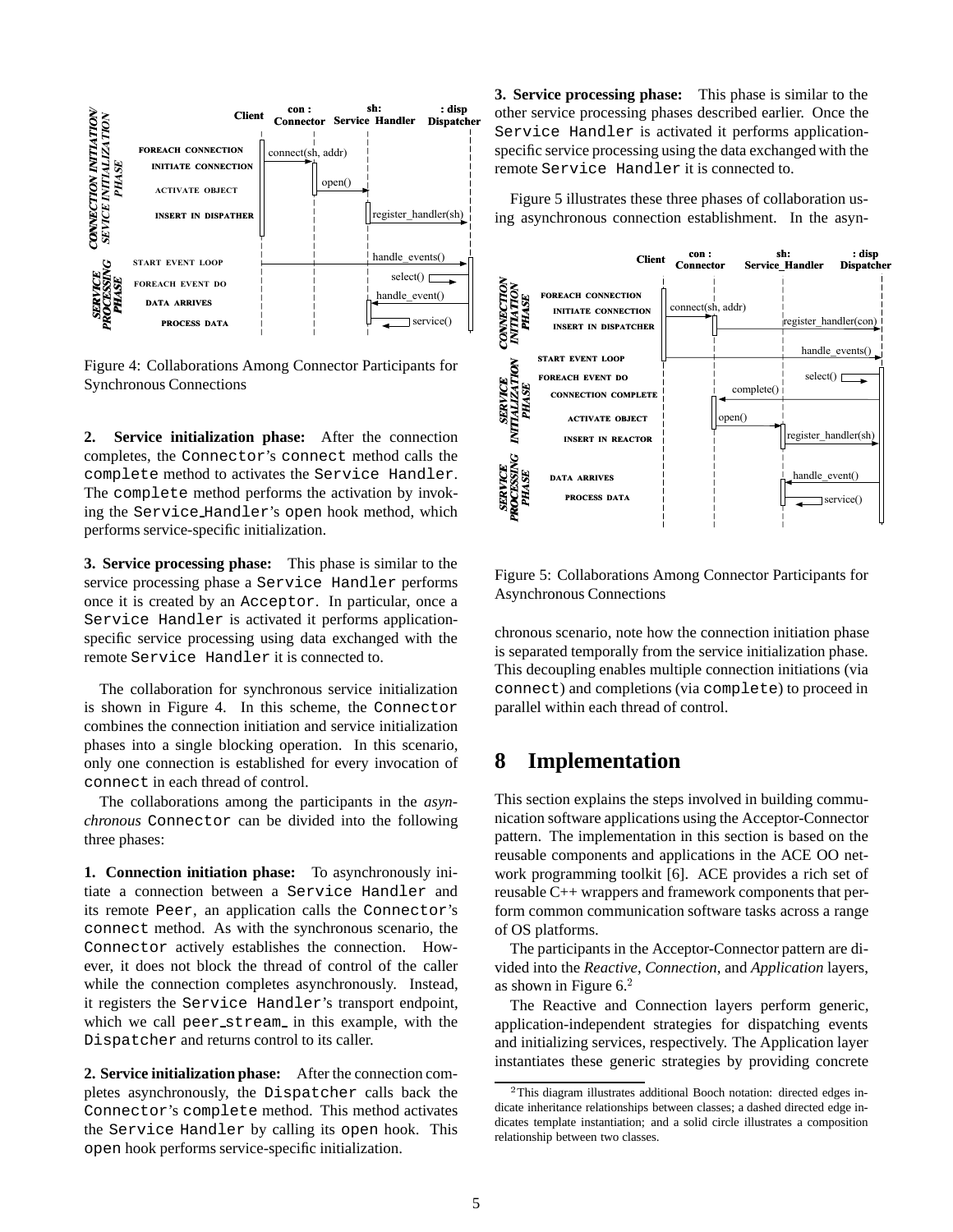Figure 4: Collaborations Among Connector Participants for Synchronous Connections

**2. Service initialization phase:** After the connection completes, the `Connector`'s `connect` method calls the `complete` method to activates the `Service Handler`. The `complete` method performs the activation by invoking the `Service_Handler`'s `open` hook method, which performs service-specific initialization.

**3. Service processing phase:** This phase is similar to the service processing phase a `Service Handler` performs once it is created by an `Acceptor`. In particular, once a `Service Handler` is activated it performs application-specific service processing using data exchanged with the remote `Service Handler` it is connected to.

The collaboration for synchronous service initialization is shown in Figure 4. In this scheme, the `Connector` combines the connection initiation and service initialization phases into a single blocking operation. In this scenario, only one connection is established for every invocation of `connect` in each thread of control.

The collaborations among the participants in the *asynchronous* `Connector` can be divided into the following three phases:

**1. Connection initiation phase:** To asynchronously initiate a connection between a `Service Handler` and its remote `Peer`, an application calls the `Connector`'s `connect` method. As with the synchronous scenario, the `Connector` actively establishes the connection. However, it does not block the thread of control of the caller while the connection completes asynchronously. Instead, it registers the `Service Handler`'s transport endpoint, which we call `peer_stream_` in this example, with the `Dispatcher` and returns control to its caller.

**2. Service initialization phase:** After the connection completes asynchronously, the `Dispatcher` calls back the `Connector`'s `complete` method. This method activates the `Service Handler` by calling its `open` hook. This `open` hook performs service-specific initialization.

**3. Service processing phase:** This phase is similar to the other service processing phases described earlier. Once the `Service Handler` is activated it performs application-specific service processing using the data exchanged with the remote `Service Handler` it is connected to.

Figure 5 illustrates these three phases of collaboration using asynchronous connection establishment. In the asynchronous scenario, note how the connection initiation phase is separated temporally from the service initialization phase. This decoupling enables multiple connection initiations (via `connect`) and completions (via `complete`) to proceed in parallel within each thread of control.

Figure 5: Collaborations Among Connector Participants for Asynchronous Connections

# 8 Implementation

This section explains the steps involved in building communication software applications using the Acceptor-Connector pattern. The implementation in this section is based on the reusable components and applications in the ACE OO network programming toolkit [6]. ACE provides a rich set of reusable C++ wrappers and framework components that perform common communication software tasks across a range of OS platforms.

The participants in the Acceptor-Connector pattern are divided into the *Reactive*, *Connection*, and *Application* layers, as shown in Figure 6.[2]

The Reactive and Connection layers perform generic, application-independent strategies for dispatching events and initializing services, respectively. The Application layer instantiates these generic strategies by providing concrete

[2] This diagram illustrates additional Booch notation: directed edges indicate inheritance relationships between classes; a dashed directed edge indicates template instantiation; and a solid circle illustrates a composition relationship between two classes.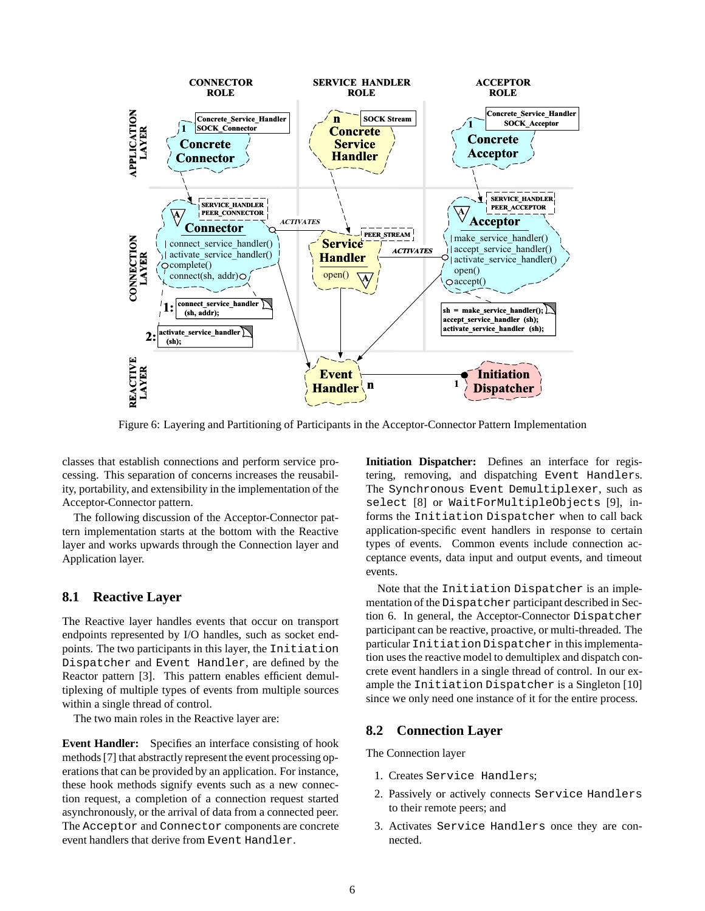Figure 6: Layering and Partitioning of Participants in the Acceptor-Connector Pattern Implementation

classes that establish connections and perform service processing. This separation of concerns increases the reusability, portability, and extensibility in the implementation of the Acceptor-Connector pattern.

The following discussion of the Acceptor-Connector pattern implementation starts at the bottom with the Reactive layer and works upwards through the Connection layer and Application layer.

## 8.1 Reactive Layer

The Reactive layer handles events that occur on transport endpoints represented by I/O handles, such as socket endpoints. The two participants in this layer, the `Initiation Dispatcher` and `Event Handler`, are defined by the Reactor pattern [3]. This pattern enables efficient demultiplexing of multiple types of events from multiple sources within a single thread of control.

The two main roles in the Reactive layer are:

**Event Handler:** Specifies an interface consisting of hook methods [7] that abstractly represent the event processing operations that can be provided by an application. For instance, these hook methods signify events such as a new connection request, a completion of a connection request started asynchronously, or the arrival of data from a connected peer. The `Acceptor` and `Connector` components are concrete event handlers that derive from `Event Handler`.

**Initiation Dispatcher:** Defines an interface for registering, removing, and dispatching `Event Handler`s. The `Synchronous Event Demultiplexer`, such as `select` [8] or `WaitForMultipleObjects` [9], informs the `Initiation Dispatcher` when to call back application-specific event handlers in response to certain types of events. Common events include connection acceptance events, data input and output events, and timeout events.

Note that the `Initiation Dispatcher` is an implementation of the `Dispatcher` participant described in Section 6. In general, the Acceptor-Connector `Dispatcher` participant can be reactive, proactive, or multi-threaded. The particular `Initiation Dispatcher` in this implementation uses the reactive model to demultiplex and dispatch concrete event handlers in a single thread of control. In our example the `Initiation Dispatcher` is a Singleton [10] since we only need one instance of it for the entire process.

## 8.2 Connection Layer

The Connection layer

1. Creates `Service Handler`s;
2. Passively or actively connects `Service Handlers` to their remote peers; and
3. Activates `Service Handlers` once they are connected.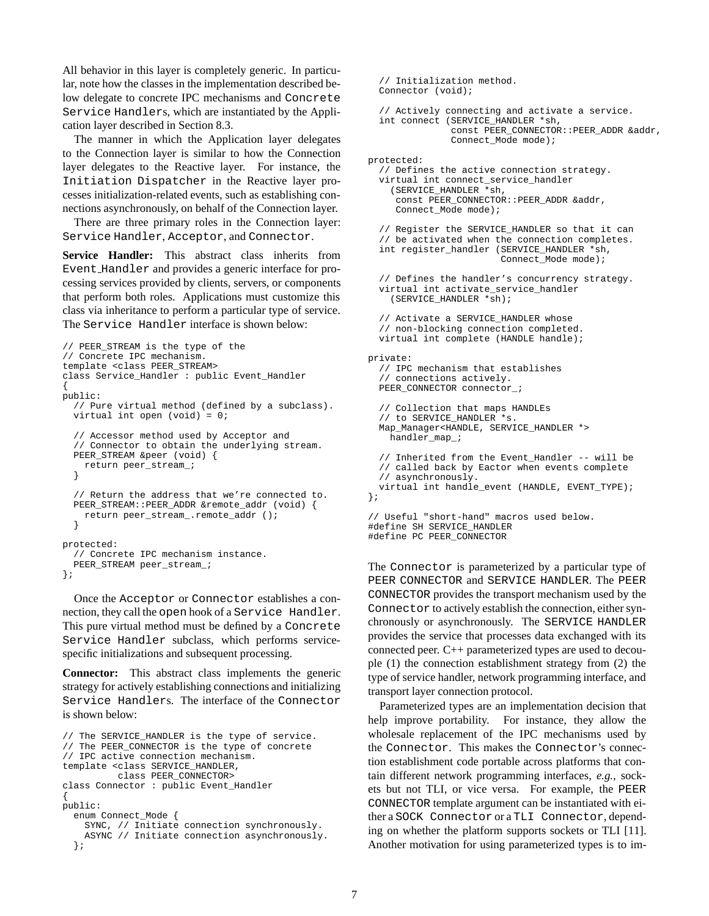All behavior in this layer is completely generic. In particular, note how the classes in the implementation described below delegate to concrete IPC mechanisms and Concrete Service Handlers, which are instantiated by the Application layer described in Section 8.3.

The manner in which the Application layer delegates to the Connection layer is similar to how the Connection layer delegates to the Reactive layer. For instance, the Initiation Dispatcher in the Reactive layer processes initialization-related events, such as establishing connections asynchronously, on behalf of the Connection layer.

There are three primary roles in the Connection layer: Service Handler, Acceptor, and Connector.

**Service Handler:** This abstract class inherits from Event Handler and provides a generic interface for processing services provided by clients, servers, or components that perform both roles. Applications must customize this class via inheritance to perform a particular type of service. The Service Handler interface is shown below:

```
// PEER_STREAM is the type of the
// Concrete IPC mechanism.
template <class PEER_STREAM>
class Service_Handler : public Event_Handler
{
public:
  // Pure virtual method (defined by a subclass).
  virtual int open (void) = 0;

  // Accessor method used by Acceptor and
  // Connector to obtain the underlying stream.
  PEER_STREAM &peer (void) {
    return peer_stream_;
  }

  // Return the address that we're connected to.
  PEER_STREAM::PEER_ADDR &remote_addr (void) {
    return peer_stream_.remote_addr ();
  }

protected:
  // Concrete IPC mechanism instance.
  PEER_STREAM peer_stream_;
};
```

Once the Acceptor or Connector establishes a connection, they call the open hook of a Service Handler. This pure virtual method must be defined by a Concrete Service Handler subclass, which performs service-specific initializations and subsequent processing.

**Connector:** This abstract class implements the generic strategy for actively establishing connections and initializing Service Handlers. The interface of the Connector is shown below:

```
// The SERVICE_HANDLER is the type of service.
// The PEER_CONNECTOR is the type of concrete
// IPC active connection mechanism.
template <class SERVICE_HANDLER,
          class PEER_CONNECTOR>
class Connector : public Event_Handler
{
public:
  enum Connect_Mode {
    SYNC, // Initiate connection synchronously.
    ASYNC // Initiate connection asynchronously.
  };

  // Initialization method.
  Connector (void);

  // Actively connecting and activate a service.
  int connect (SERVICE_HANDLER *sh,
               const PEER_CONNECTOR::PEER_ADDR &addr,
               Connect_Mode mode);

protected:
  // Defines the active connection strategy.
  virtual int connect_service_handler
    (SERVICE_HANDLER *sh,
     const PEER_CONNECTOR::PEER_ADDR &addr,
     Connect_Mode mode);

  // Register the SERVICE_HANDLER so that it can
  // be activated when the connection completes.
  int register_handler (SERVICE_HANDLER *sh,
                        Connect_Mode mode);

  // Defines the handler's concurrency strategy.
  virtual int activate_service_handler
    (SERVICE_HANDLER *sh);

  // Activate a SERVICE_HANDLER whose
  // non-blocking connection completed.
  virtual int complete (HANDLE handle);

private:
  // IPC mechanism that establishes
  // connections actively.
  PEER_CONNECTOR connector_;

  // Collection that maps HANDLEs
  // to SERVICE_HANDLER *s.
  Map_Manager<HANDLE, SERVICE_HANDLER *>
    handler_map_;

  // Inherited from the Event_Handler -- will be
  // called back by Eactor when events complete
  // asynchronously.
  virtual int handle_event (HANDLE, EVENT_TYPE);
};

// Useful "short-hand" macros used below.
#define SH SERVICE_HANDLER
#define PC PEER_CONNECTOR
```

The Connector is parameterized by a particular type of PEER CONNECTOR and SERVICE HANDLER. The PEER CONNECTOR provides the transport mechanism used by the Connector to actively establish the connection, either synchronously or asynchronously. The SERVICE HANDLER provides the service that processes data exchanged with its connected peer. C++ parameterized types are used to decouple (1) the connection establishment strategy from (2) the type of service handler, network programming interface, and transport layer connection protocol.

Parameterized types are an implementation decision that help improve portability. For instance, they allow the wholesale replacement of the IPC mechanisms used by the Connector. This makes the Connector's connection establishment code portable across platforms that contain different network programming interfaces, *e.g.*, sockets but not TLI, or vice versa. For example, the PEER CONNECTOR template argument can be instantiated with either a SOCK Connector or a TLI Connector, depending on whether the platform supports sockets or TLI [11]. Another motivation for using parameterized types is to im-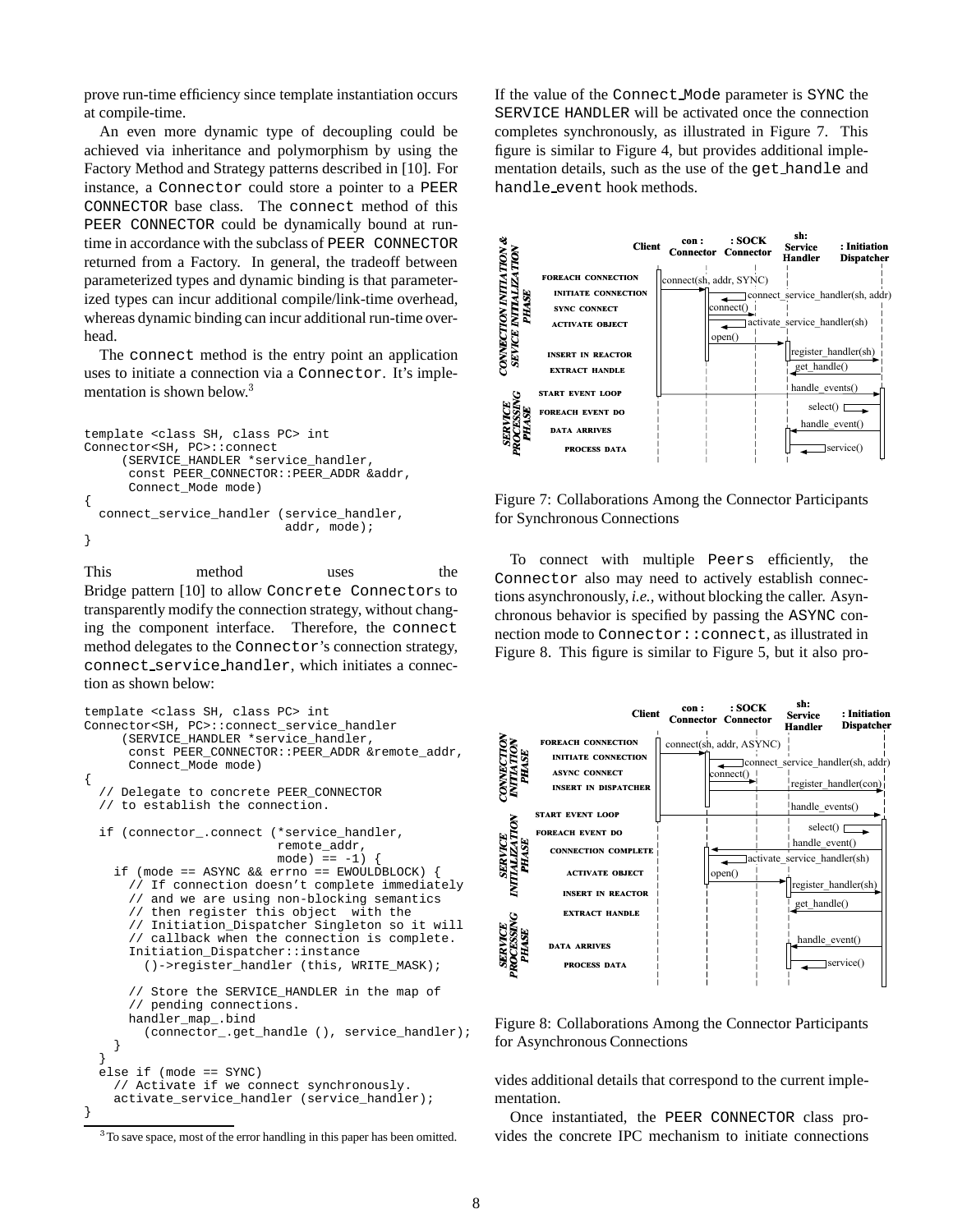prove run-time efficiency since template instantiation occurs at compile-time.

An even more dynamic type of decoupling could be achieved via inheritance and polymorphism by using the Factory Method and Strategy patterns described in [10]. For instance, a `Connector` could store a pointer to a `PEER CONNECTOR` base class. The `connect` method of this `PEER CONNECTOR` could be dynamically bound at run-time in accordance with the subclass of `PEER CONNECTOR` returned from a Factory. In general, the tradeoff between parameterized types and dynamic binding is that parameterized types can incur additional compile/link-time overhead, whereas dynamic binding can incur additional run-time overhead.

The `connect` method is the entry point an application uses to initiate a connection via a `Connector`. It's implementation is shown below.[3]

```
template <class SH, class PC> int
Connector<SH, PC>::connect
     (SERVICE_HANDLER *service_handler,
      const PEER_CONNECTOR::PEER_ADDR &addr,
      Connect_Mode mode)
{
  connect_service_handler (service_handler,
                           addr, mode);
}
```

This method uses the Bridge pattern [10] to allow `Concrete Connector`s to transparently modify the connection strategy, without changing the component interface. Therefore, the `connect` method delegates to the `Connector`'s connection strategy, `connect_service_handler`, which initiates a connection as shown below:

```
template <class SH, class PC> int
Connector<SH, PC>::connect_service_handler
     (SERVICE_HANDLER *service_handler,
      const PEER_CONNECTOR::PEER_ADDR &remote_addr,
      Connect_Mode mode)
{
  // Delegate to concrete PEER_CONNECTOR
  // to establish the connection.

  if (connector_.connect (*service_handler,
                          remote_addr,
                          mode) == -1) {
    if (mode == ASYNC && errno == EWOULDBLOCK) {
      // If connection doesn't complete immediately
      // and we are using non-blocking semantics
      // then register this object  with the
      // Initiation_Dispatcher Singleton so it will
      // callback when the connection is complete.
      Initiation_Dispatcher::instance
        ()->register_handler (this, WRITE_MASK);

      // Store the SERVICE_HANDLER in the map of
      // pending connections.
      handler_map_.bind
        (connector_.get_handle (), service_handler);
    }
  }
  else if (mode == SYNC)
    // Activate if we connect synchronously.
    activate_service_handler (service_handler);
}
```

[3] To save space, most of the error handling in this paper has been omitted.

If the value of the `Connect_Mode` parameter is `SYNC` the `SERVICE HANDLER` will be activated once the connection completes synchronously, as illustrated in Figure 7. This figure is similar to Figure 4, but provides additional implementation details, such as the use of the `get_handle` and `handle_event` hook methods.

Figure 7: Collaborations Among the Connector Participants for Synchronous Connections

To connect with multiple `Peers` efficiently, the `Connector` also may need to actively establish connections asynchronously, *i.e.*, without blocking the caller. Asynchronous behavior is specified by passing the `ASYNC` connection mode to `Connector::connect`, as illustrated in Figure 8. This figure is similar to Figure 5, but it also provides additional details that correspond to the current implementation.

Figure 8: Collaborations Among the Connector Participants for Asynchronous Connections

Once instantiated, the `PEER CONNECTOR` class provides the concrete IPC mechanism to initiate connections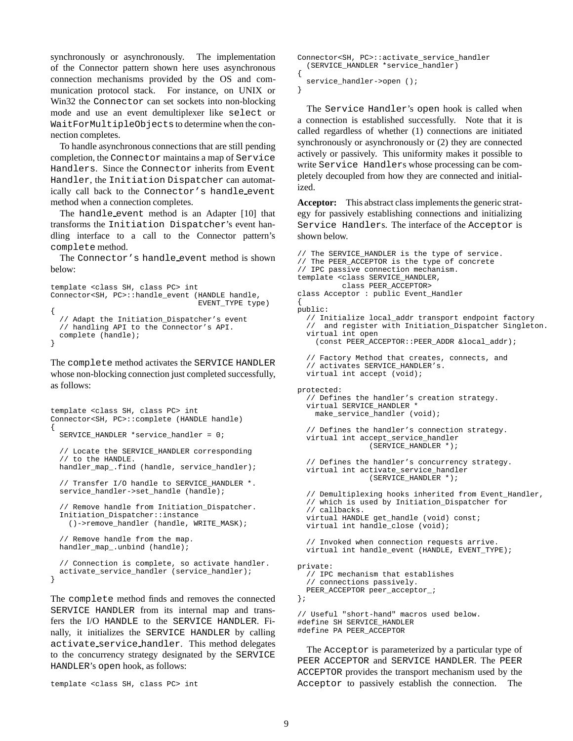synchronously or asynchronously. The implementation of the Connector pattern shown here uses asynchronous connection mechanisms provided by the OS and communication protocol stack. For instance, on UNIX or Win32 the `Connector` can set sockets into non-blocking mode and use an event demultiplexer like `select` or `WaitForMultipleObjects` to determine when the connection completes.

To handle asynchronous connections that are still pending completion, the `Connector` maintains a map of `Service Handlers`. Since the `Connector` inherits from `Event Handler`, the `Initiation Dispatcher` can automatically call back to the `Connector's handle_event` method when a connection completes.

The `handle_event` method is an Adapter [10] that transforms the `Initiation Dispatcher`'s event handling interface to a call to the Connector pattern's `complete` method.

The `Connector's handle_event` method is shown below:

```
template <class SH, class PC> int
Connector<SH, PC>::handle_event (HANDLE handle,
                                 EVENT_TYPE type)
{
  // Adapt the Initiation_Dispatcher's event
  // handling API to the Connector's API.
  complete (handle);
}
```

The `complete` method activates the `SERVICE HANDLER` whose non-blocking connection just completed successfully, as follows:

```
template <class SH, class PC> int
Connector<SH, PC>::complete (HANDLE handle)
{
  SERVICE_HANDLER *service_handler = 0;

  // Locate the SERVICE_HANDLER corresponding
  // to the HANDLE.
  handler_map_.find (handle, service_handler);

  // Transfer I/O handle to SERVICE_HANDLER *.
  service_handler->set_handle (handle);

  // Remove handle from Initiation_Dispatcher.
  Initiation_Dispatcher::instance
    ()->remove_handler (handle, WRITE_MASK);

  // Remove handle from the map.
  handler_map_.unbind (handle);

  // Connection is complete, so activate handler.
  activate_service_handler (service_handler);
}
```

The `complete` method finds and removes the connected `SERVICE HANDLER` from its internal map and transfers the I/O `HANDLE` to the `SERVICE HANDLER`. Finally, it initializes the `SERVICE HANDLER` by calling `activate_service_handler`. This method delegates to the concurrency strategy designated by the `SERVICE HANDLER`'s `open` hook, as follows:

```
template <class SH, class PC> int
Connector<SH, PC>::activate_service_handler
  (SERVICE_HANDLER *service_handler)
{
  service_handler->open ();
}
```

The `Service Handler`'s `open` hook is called when a connection is established successfully. Note that it is called regardless of whether (1) connections are initiated synchronously or asynchronously or (2) they are connected actively or passively. This uniformity makes it possible to write `Service Handler`s whose processing can be completely decoupled from how they are connected and initialized.

**Acceptor:** This abstract class implements the generic strategy for passively establishing connections and initializing `Service Handler`s. The interface of the `Acceptor` is shown below.

```
// The SERVICE_HANDLER is the type of service.
// The PEER_ACCEPTOR is the type of concrete
// IPC passive connection mechanism.
template <class SERVICE_HANDLER,
          class PEER_ACCEPTOR>
class Acceptor : public Event_Handler
{
public:
  // Initialize local_addr transport endpoint factory
  //  and register with Initiation_Dispatcher Singleton.
  virtual int open
    (const PEER_ACCEPTOR::PEER_ADDR &local_addr);

  // Factory Method that creates, connects, and
  // activates SERVICE_HANDLER's.
  virtual int accept (void);

protected:
  // Defines the handler's creation strategy.
  virtual SERVICE_HANDLER *
    make_service_handler (void);

  // Defines the handler's connection strategy.
  virtual int accept_service_handler
                (SERVICE_HANDLER *);

  // Defines the handler's concurrency strategy.
  virtual int activate_service_handler
                (SERVICE_HANDLER *);

  // Demultiplexing hooks inherited from Event_Handler,
  // which is used by Initiation_Dispatcher for
  // callbacks.
  virtual HANDLE get_handle (void) const;
  virtual int handle_close (void);

  // Invoked when connection requests arrive.
  virtual int handle_event (HANDLE, EVENT_TYPE);

private:
  // IPC mechanism that establishes
  // connections passively.
  PEER_ACCEPTOR peer_acceptor_;
};

// Useful "short-hand" macros used below.
#define SH SERVICE_HANDLER
#define PA PEER_ACCEPTOR
```

The `Acceptor` is parameterized by a particular type of `PEER ACCEPTOR` and `SERVICE HANDLER`. The `PEER ACCEPTOR` provides the transport mechanism used by the `Acceptor` to passively establish the connection. The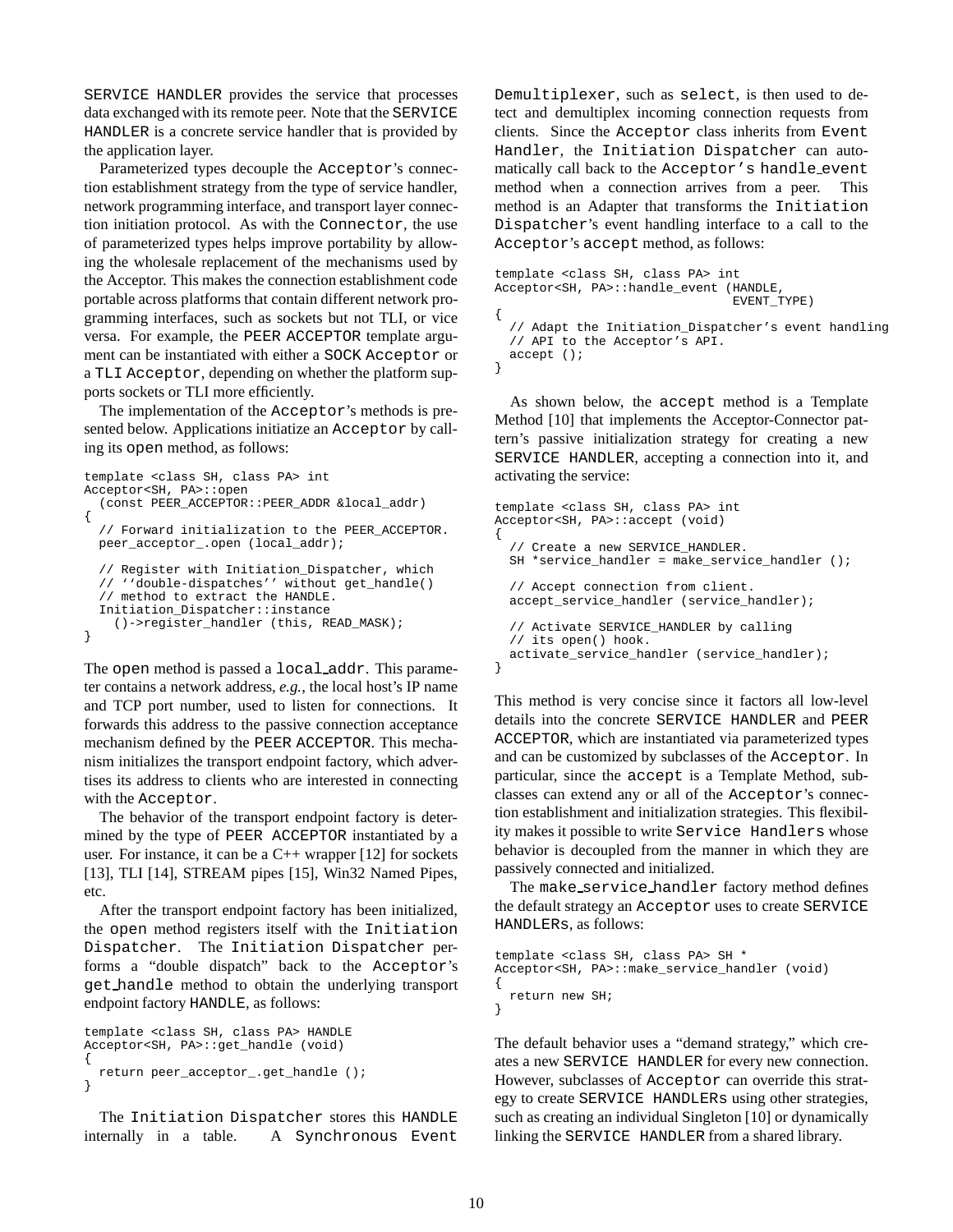SERVICE HANDLER provides the service that processes data exchanged with its remote peer. Note that the SERVICE HANDLER is a concrete service handler that is provided by the application layer.

Parameterized types decouple the Acceptor's connection establishment strategy from the type of service handler, network programming interface, and transport layer connection initiation protocol. As with the Connector, the use of parameterized types helps improve portability by allowing the wholesale replacement of the mechanisms used by the Acceptor. This makes the connection establishment code portable across platforms that contain different network programming interfaces, such as sockets but not TLI, or vice versa. For example, the PEER ACCEPTOR template argument can be instantiated with either a SOCK Acceptor or a TLI Acceptor, depending on whether the platform supports sockets or TLI more efficiently.

The implementation of the Acceptor's methods is presented below. Applications initiatize an Acceptor by calling its open method, as follows:

```
template <class SH, class PA> int
Acceptor<SH, PA>::open
  (const PEER_ACCEPTOR::PEER_ADDR &local_addr)
{
  // Forward initialization to the PEER_ACCEPTOR.
  peer_acceptor_.open (local_addr);

  // Register with Initiation_Dispatcher, which
  // ''double-dispatches'' without get_handle()
  // method to extract the HANDLE.
  Initiation_Dispatcher::instance
    ()->register_handler (this, READ_MASK);
}
```

The open method is passed a local_addr. This parameter contains a network address, *e.g.*, the local host's IP name and TCP port number, used to listen for connections. It forwards this address to the passive connection acceptance mechanism defined by the PEER ACCEPTOR. This mechanism initializes the transport endpoint factory, which advertises its address to clients who are interested in connecting with the Acceptor.

The behavior of the transport endpoint factory is determined by the type of PEER ACCEPTOR instantiated by a user. For instance, it can be a C++ wrapper [12] for sockets [13], TLI [14], STREAM pipes [15], Win32 Named Pipes, etc.

After the transport endpoint factory has been initialized, the open method registers itself with the Initiation Dispatcher. The Initiation Dispatcher performs a "double dispatch" back to the Acceptor's get_handle method to obtain the underlying transport endpoint factory HANDLE, as follows:

```
template <class SH, class PA> HANDLE
Acceptor<SH, PA>::get_handle (void)
{
  return peer_acceptor_.get_handle ();
}
```

The Initiation Dispatcher stores this HANDLE internally in a table. A Synchronous Event Demultiplexer, such as select, is then used to detect and demultiplex incoming connection requests from clients. Since the Acceptor class inherits from Event Handler, the Initiation Dispatcher can automatically call back to the Acceptor's handle_event method when a connection arrives from a peer. This method is an Adapter that transforms the Initiation Dispatcher's event handling interface to a call to the Acceptor's accept method, as follows:

```
template <class SH, class PA> int
Acceptor<SH, PA>::handle_event (HANDLE,
                               EVENT_TYPE)
{
  // Adapt the Initiation_Dispatcher's event handling
  // API to the Acceptor's API.
  accept ();
}
```

As shown below, the accept method is a Template Method [10] that implements the Acceptor-Connector pattern's passive initialization strategy for creating a new SERVICE HANDLER, accepting a connection into it, and activating the service:

```
template <class SH, class PA> int
Acceptor<SH, PA>::accept (void)
{
  // Create a new SERVICE_HANDLER.
  SH *service_handler = make_service_handler ();

  // Accept connection from client.
  accept_service_handler (service_handler);

  // Activate SERVICE_HANDLER by calling
  // its open() hook.
  activate_service_handler (service_handler);
}
```

This method is very concise since it factors all low-level details into the concrete SERVICE HANDLER and PEER ACCEPTOR, which are instantiated via parameterized types and can be customized by subclasses of the Acceptor. In particular, since the accept is a Template Method, subclasses can extend any or all of the Acceptor's connection establishment and initialization strategies. This flexibility makes it possible to write Service Handlers whose behavior is decoupled from the manner in which they are passively connected and initialized.

The make_service_handler factory method defines the default strategy an Acceptor uses to create SERVICE HANDLERs, as follows:

```
template <class SH, class PA> SH *
Acceptor<SH, PA>::make_service_handler (void)
{
  return new SH;
}
```

The default behavior uses a "demand strategy," which creates a new SERVICE HANDLER for every new connection. However, subclasses of Acceptor can override this strategy to create SERVICE HANDLERs using other strategies, such as creating an individual Singleton [10] or dynamically linking the SERVICE HANDLER from a shared library.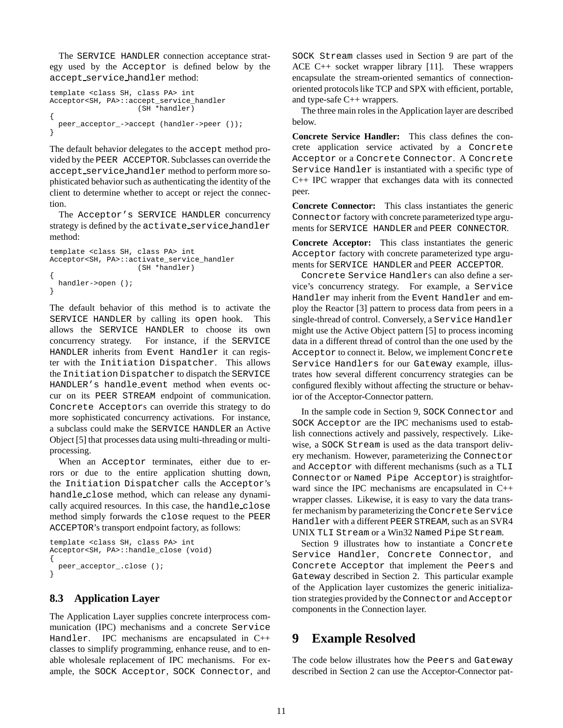The SERVICE HANDLER connection acceptance strategy used by the Acceptor is defined below by the accept_service_handler method:

```
template <class SH, class PA> int
Acceptor<SH, PA>::accept_service_handler
                    (SH *handler)
{
  peer_acceptor_->accept (handler->peer ());
}
```

The default behavior delegates to the accept method provided by the PEER ACCEPTOR. Subclasses can override the accept_service_handler method to perform more sophisticated behavior such as authenticating the identity of the client to determine whether to accept or reject the connection.

The Acceptor's SERVICE HANDLER concurrency strategy is defined by the activate_service_handler method:

```
template <class SH, class PA> int
Acceptor<SH, PA>::activate_service_handler
                    (SH *handler)
{
  handler->open ();
}
```

The default behavior of this method is to activate the SERVICE HANDLER by calling its open hook. This allows the SERVICE HANDLER to choose its own concurrency strategy. For instance, if the SERVICE HANDLER inherits from Event Handler it can register with the Initiation Dispatcher. This allows the Initiation Dispatcher to dispatch the SERVICE HANDLER's handle_event method when events occur on its PEER STREAM endpoint of communication. Concrete Acceptors can override this strategy to do more sophisticated concurrency activations. For instance, a subclass could make the SERVICE HANDLER an Active Object [5] that processes data using multi-threading or multi-processing.

When an Acceptor terminates, either due to errors or due to the entire application shutting down, the Initiation Dispatcher calls the Acceptor's handle_close method, which can release any dynamically acquired resources. In this case, the handle_close method simply forwards the close request to the PEER ACCEPTOR's transport endpoint factory, as follows:

```
template <class SH, class PA> int
Acceptor<SH, PA>::handle_close (void)
{
  peer_acceptor_.close ();
}
```

### 8.3 Application Layer

The Application Layer supplies concrete interprocess communication (IPC) mechanisms and a concrete Service Handler. IPC mechanisms are encapsulated in C++ classes to simplify programming, enhance reuse, and to enable wholesale replacement of IPC mechanisms. For example, the SOCK Acceptor, SOCK Connector, and SOCK Stream classes used in Section 9 are part of the ACE C++ socket wrapper library [11]. These wrappers encapsulate the stream-oriented semantics of connection-oriented protocols like TCP and SPX with efficient, portable, and type-safe C++ wrappers.

The three main roles in the Application layer are described below.

**Concrete Service Handler:** This class defines the concrete application service activated by a Concrete Acceptor or a Concrete Connector. A Concrete Service Handler is instantiated with a specific type of C++ IPC wrapper that exchanges data with its connected peer.

**Concrete Connector:** This class instantiates the generic Connector factory with concrete parameterized type arguments for SERVICE HANDLER and PEER CONNECTOR.

**Concrete Acceptor:** This class instantiates the generic Acceptor factory with concrete parameterized type arguments for SERVICE HANDLER and PEER ACCEPTOR.

Concrete Service Handlers can also define a service's concurrency strategy. For example, a Service Handler may inherit from the Event Handler and employ the Reactor [3] pattern to process data from peers in a single-thread of control. Conversely, a Service Handler might use the Active Object pattern [5] to process incoming data in a different thread of control than the one used by the Acceptor to connect it. Below, we implement Concrete Service Handlers for our Gateway example, illustrates how several different concurrency strategies can be configured flexibly without affecting the structure or behavior of the Acceptor-Connector pattern.

In the sample code in Section 9, SOCK Connector and SOCK Acceptor are the IPC mechanisms used to establish connections actively and passively, respectively. Likewise, a SOCK Stream is used as the data transport delivery mechanism. However, parameterizing the Connector and Acceptor with different mechanisms (such as a TLI Connector or Named Pipe Acceptor) is straightforward since the IPC mechanisms are encapsulated in C++ wrapper classes. Likewise, it is easy to vary the data transfer mechanism by parameterizing the Concrete Service Handler with a different PEER STREAM, such as an SVR4 UNIX TLI Stream or a Win32 Named Pipe Stream.

Section 9 illustrates how to instantiate a Concrete Service Handler, Concrete Connector, and Concrete Acceptor that implement the Peers and Gateway described in Section 2. This particular example of the Application layer customizes the generic initialization strategies provided by the Connector and Acceptor components in the Connection layer.

## 9 Example Resolved

The code below illustrates how the Peers and Gateway described in Section 2 can use the Acceptor-Connector pat-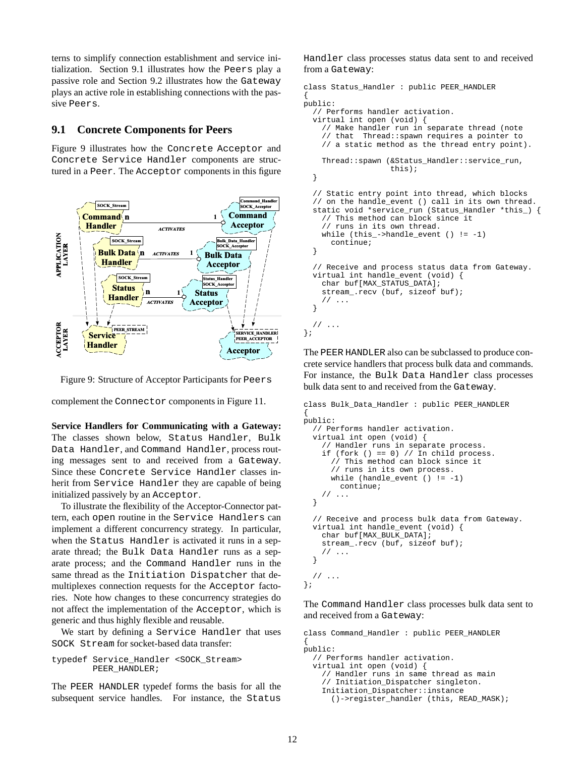terns to simplify connection establishment and service initialization. Section 9.1 illustrates how the Peers play a passive role and Section 9.2 illustrates how the Gateway plays an active role in establishing connections with the passive Peers.

## 9.1 Concrete Components for Peers

Figure 9 illustrates how the Concrete Acceptor and Concrete Service Handler components are structured in a Peer. The Acceptor components in this figure complement the Connector components in Figure 11.

Figure 9: Structure of Acceptor Participants for Peers

**Service Handlers for Communicating with a Gateway:** The classes shown below, Status Handler, Bulk Data Handler, and Command Handler, process routing messages sent to and received from a Gateway. Since these Concrete Service Handler classes inherit from Service Handler they are capable of being initialized passively by an Acceptor.

To illustrate the flexibility of the Acceptor-Connector pattern, each open routine in the Service Handlers can implement a different concurrency strategy. In particular, when the Status Handler is activated it runs in a separate thread; the Bulk Data Handler runs as a separate process; and the Command Handler runs in the same thread as the Initiation Dispatcher that demultiplexes connection requests for the Acceptor factories. Note how changes to these concurrency strategies do not affect the implementation of the Acceptor, which is generic and thus highly flexible and reusable.

We start by defining a Service Handler that uses SOCK Stream for socket-based data transfer:

```
typedef Service_Handler <SOCK_Stream>
        PEER_HANDLER;
```

The PEER HANDLER typedef forms the basis for all the subsequent service handles. For instance, the Status Handler class processes status data sent to and received from a Gateway:

```
class Status_Handler : public PEER_HANDLER
{
public:
  // Performs handler activation.
  virtual int open (void) {
    // Make handler run in separate thread (note
    // that  Thread::spawn requires a pointer to
    // a static method as the thread entry point).

    Thread::spawn (&Status_Handler::service_run,
                   this);
  }

  // Static entry point into thread, which blocks
  // on the handle_event () call in its own thread.
  static void *service_run (Status_Handler *this_) {
    // This method can block since it
    // runs in its own thread.
    while (this_->handle_event () != -1)
      continue;
  }

  // Receive and process status data from Gateway.
  virtual int handle_event (void) {
    char buf[MAX_STATUS_DATA];
    stream_.recv (buf, sizeof buf);
    // ...
  }

  // ...
};
```

The PEER HANDLER also can be subclassed to produce concrete service handlers that process bulk data and commands. For instance, the Bulk Data Handler class processes bulk data sent to and received from the Gateway.

```
class Bulk_Data_Handler : public PEER_HANDLER
{
public:
  // Performs handler activation.
  virtual int open (void) {
    // Handler runs in separate process.
    if (fork () == 0) // In child process.
      // This method can block since it
      // runs in its own process.
      while (handle_event () != -1)
        continue;
    // ...
  }

  // Receive and process bulk data from Gateway.
  virtual int handle_event (void) {
    char buf[MAX_BULK_DATA];
    stream_.recv (buf, sizeof buf);
    // ...
  }

  // ...
};
```

The Command Handler class processes bulk data sent to and received from a Gateway:

```
class Command_Handler : public PEER_HANDLER
{
public:
  // Performs handler activation.
  virtual int open (void) {
    // Handler runs in same thread as main
    // Initiation_Dispatcher singleton.
    Initiation_Dispatcher::instance
      ()->register_handler (this, READ_MASK);
```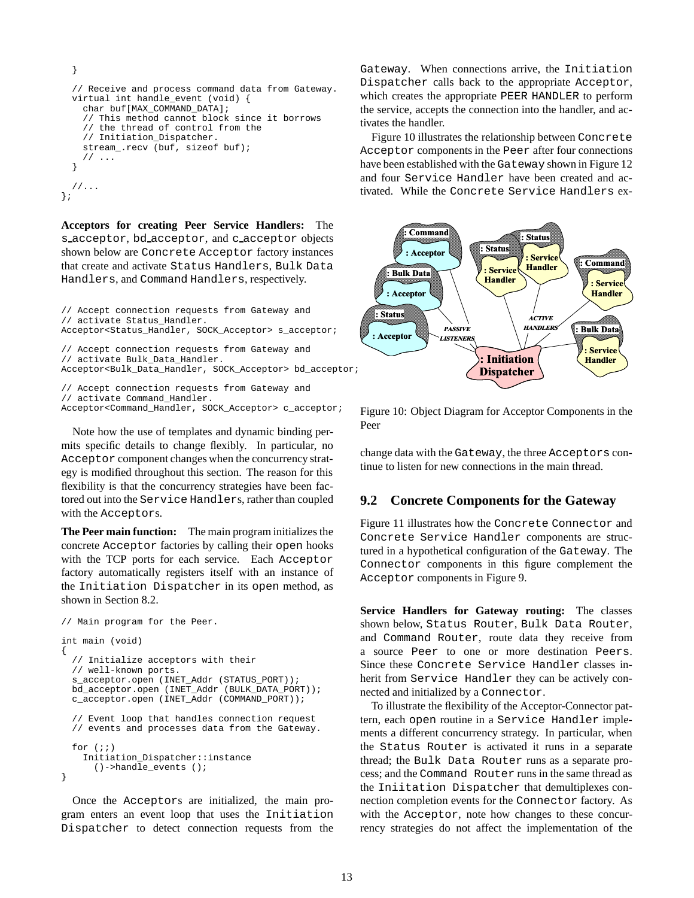```
  }

  // Receive and process command data from Gateway.
  virtual int handle_event (void) {
    char buf[MAX_COMMAND_DATA];
    // This method cannot block since it borrows
    // the thread of control from the
    // Initiation_Dispatcher.
    stream_.recv (buf, sizeof buf);
    // ...
  }

  //...
};
```

**Acceptors for creating Peer Service Handlers:** The `s_acceptor`, `bd_acceptor`, and `c_acceptor` objects shown below are `Concrete Acceptor` factory instances that create and activate `Status Handlers`, `Bulk Data Handlers`, and `Command Handlers`, respectively.

```
// Accept connection requests from Gateway and
// activate Status_Handler.
Acceptor<Status_Handler, SOCK_Acceptor> s_acceptor;

// Accept connection requests from Gateway and
// activate Bulk_Data_Handler.
Acceptor<Bulk_Data_Handler, SOCK_Acceptor> bd_acceptor;

// Accept connection requests from Gateway and
// activate Command_Handler.
Acceptor<Command_Handler, SOCK_Acceptor> c_acceptor;
```

Note how the use of templates and dynamic binding permits specific details to change flexibly. In particular, no `Acceptor` component changes when the concurrency strategy is modified throughout this section. The reason for this flexibility is that the concurrency strategies have been factored out into the `Service Handler`s, rather than coupled with the `Acceptor`s.

**The Peer main function:** The main program initializes the concrete `Acceptor` factories by calling their `open` hooks with the TCP ports for each service. Each `Acceptor` factory automatically registers itself with an instance of the `Initiation Dispatcher` in its `open` method, as shown in Section 8.2.

```
// Main program for the Peer.

int main (void)
{
  // Initialize acceptors with their
  // well-known ports.
  s_acceptor.open (INET_Addr (STATUS_PORT));
  bd_acceptor.open (INET_Addr (BULK_DATA_PORT));
  c_acceptor.open (INET_Addr (COMMAND_PORT));

  // Event loop that handles connection request
  // events and processes data from the Gateway.

  for (;;)
    Initiation_Dispatcher::instance
      ()->handle_events ();
}
```

Once the `Acceptor`s are initialized, the main program enters an event loop that uses the `Initiation Dispatcher` to detect connection requests from the `Gateway`. When connections arrive, the `Initiation Dispatcher` calls back to the appropriate `Acceptor`, which creates the appropriate `PEER HANDLER` to perform the service, accepts the connection into the handler, and activates the handler.

Figure 10 illustrates the relationship between `Concrete Acceptor` components in the `Peer` after four connections have been established with the `Gateway` shown in Figure 12 and four `Service Handler` have been created and activated. While the `Concrete Service Handlers` exchange data with the `Gateway`, the three `Acceptors` continue to listen for new connections in the main thread.

Figure 10: Object Diagram for Acceptor Components in the Peer

## 9.2 Concrete Components for the Gateway

Figure 11 illustrates how the `Concrete Connector` and `Concrete Service Handler` components are structured in a hypothetical configuration of the `Gateway`. The `Connector` components in this figure complement the `Acceptor` components in Figure 9.

**Service Handlers for Gateway routing:** The classes shown below, `Status Router`, `Bulk Data Router`, and `Command Router`, route data they receive from a source `Peer` to one or more destination `Peers`. Since these `Concrete Service Handler` classes inherit from `Service Handler` they can be actively connected and initialized by a `Connector`.

To illustrate the flexibility of the Acceptor-Connector pattern, each `open` routine in a `Service Handler` implements a different concurrency strategy. In particular, when the `Status Router` is activated it runs in a separate thread; the `Bulk Data Router` runs as a separate process; and the `Command Router` runs in the same thread as the `Iniitation Dispatcher` that demultiplexes connection completion events for the `Connector` factory. As with the `Acceptor`, note how changes to these concurrency strategies do not affect the implementation of the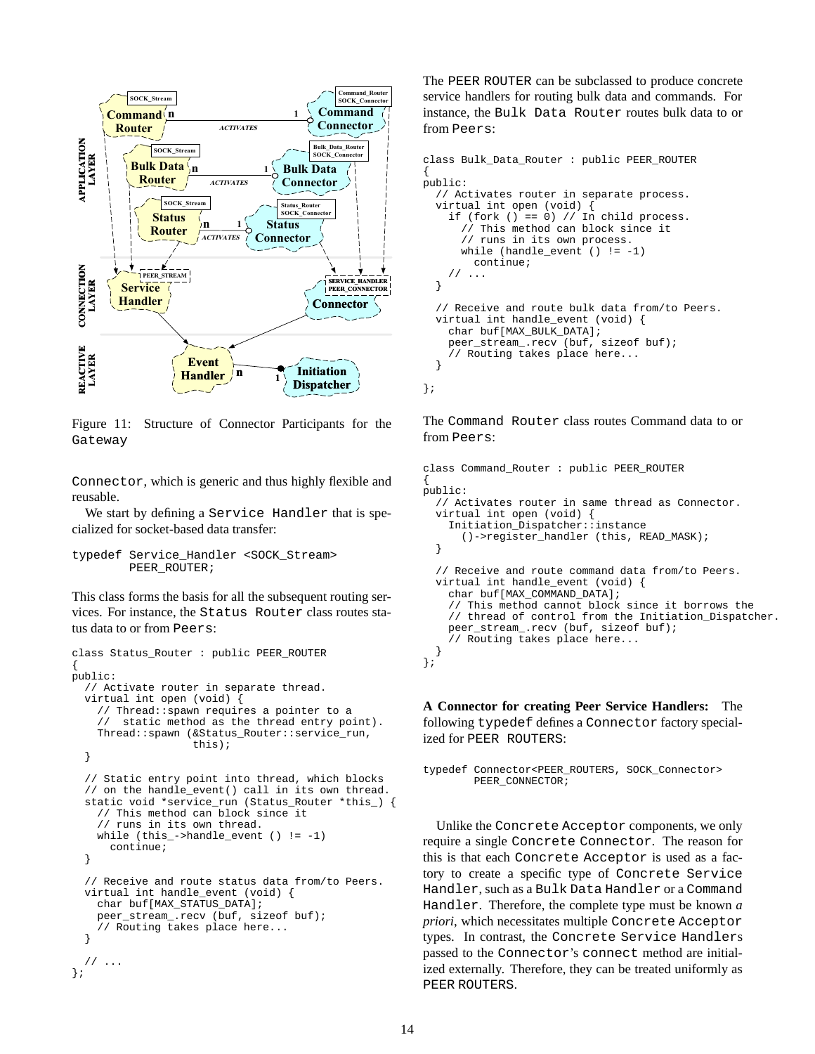Figure 11: Structure of Connector Participants for the Gateway

Connector, which is generic and thus highly flexible and reusable.

We start by defining a Service Handler that is specialized for socket-based data transfer:

```
typedef Service_Handler <SOCK_Stream>
        PEER_ROUTER;
```

This class forms the basis for all the subsequent routing services. For instance, the Status Router class routes status data to or from Peers:

```
class Status_Router : public PEER_ROUTER
{
public:
  // Activate router in separate thread.
  virtual int open (void) {
    // Thread::spawn requires a pointer to a
    //  static method as the thread entry point).
    Thread::spawn (&Status_Router::service_run,
                   this);
  }

  // Static entry point into thread, which blocks
  // on the handle_event() call in its own thread.
  static void *service_run (Status_Router *this_) {
    // This method can block since it
    // runs in its own thread.
    while (this_->handle_event () != -1)
      continue;
  }

  // Receive and route status data from/to Peers.
  virtual int handle_event (void) {
    char buf[MAX_STATUS_DATA];
    peer_stream_.recv (buf, sizeof buf);
    // Routing takes place here...
  }

  // ...
};
```

The PEER ROUTER can be subclassed to produce concrete service handlers for routing bulk data and commands. For instance, the Bulk Data Router routes bulk data to or from Peers:

```
class Bulk_Data_Router : public PEER_ROUTER
{
public:
  // Activates router in separate process.
  virtual int open (void) {
    if (fork () == 0) // In child process.
      // This method can block since it
      // runs in its own process.
      while (handle_event () != -1)
        continue;
    // ...
  }

  // Receive and route bulk data from/to Peers.
  virtual int handle_event (void) {
    char buf[MAX_BULK_DATA];
    peer_stream_.recv (buf, sizeof buf);
    // Routing takes place here...
  }

};
```

The Command Router class routes Command data to or from Peers:

```
class Command_Router : public PEER_ROUTER
{
public:
  // Activates router in same thread as Connector.
  virtual int open (void) {
    Initiation_Dispatcher::instance
      ()->register_handler (this, READ_MASK);
  }

  // Receive and route command data from/to Peers.
  virtual int handle_event (void) {
    char buf[MAX_COMMAND_DATA];
    // This method cannot block since it borrows the
    // thread of control from the Initiation_Dispatcher.
    peer_stream_.recv (buf, sizeof buf);
    // Routing takes place here...
  }
};
```

**A Connector for creating Peer Service Handlers:** The following typedef defines a Connector factory specialized for PEER ROUTERS:

```
typedef Connector<PEER_ROUTERS, SOCK_Connector>
        PEER_CONNECTOR;
```

Unlike the Concrete Acceptor components, we only require a single Concrete Connector. The reason for this is that each Concrete Acceptor is used as a factory to create a specific type of Concrete Service Handler, such as a Bulk Data Handler or a Command Handler. Therefore, the complete type must be known *a priori*, which necessitates multiple Concrete Acceptor types. In contrast, the Concrete Service Handlers passed to the Connector's connect method are initialized externally. Therefore, they can be treated uniformly as PEER ROUTERS.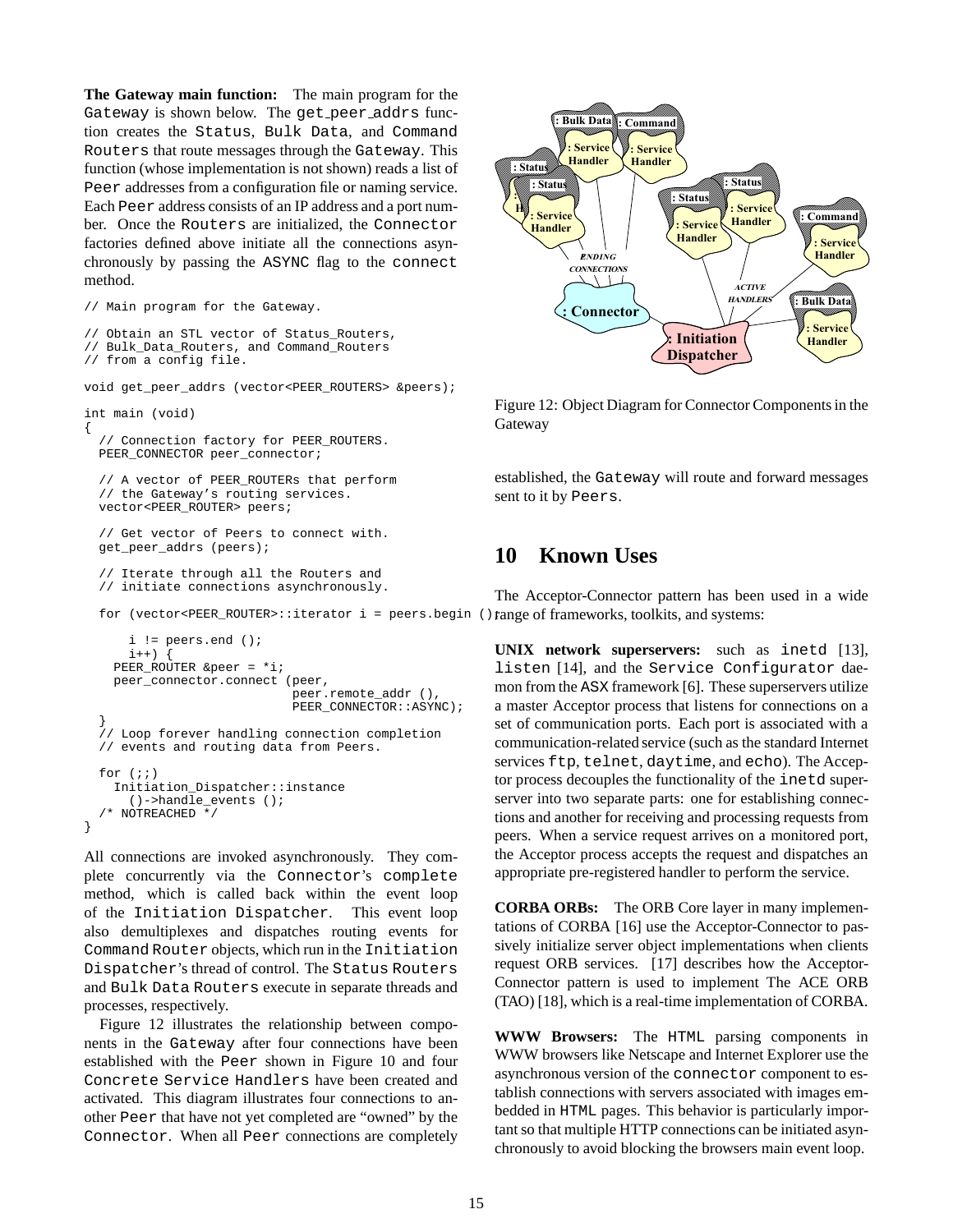**The Gateway main function:** The main program for the Gateway is shown below. The get_peer_addrs function creates the Status, Bulk Data, and Command Routers that route messages through the Gateway. This function (whose implementation is not shown) reads a list of Peer addresses from a configuration file or naming service. Each Peer address consists of an IP address and a port number. Once the Routers are initialized, the Connector factories defined above initiate all the connections asynchronously by passing the ASYNC flag to the connect method.

```
// Main program for the Gateway.

// Obtain an STL vector of Status_Routers,
// Bulk_Data_Routers, and Command_Routers
// from a config file.

void get_peer_addrs (vector<PEER_ROUTERS> &peers);

int main (void)
{
  // Connection factory for PEER_ROUTERS.
  PEER_CONNECTOR peer_connector;

  // A vector of PEER_ROUTERs that perform
  // the Gateway's routing services.
  vector<PEER_ROUTER> peers;

  // Get vector of Peers to connect with.
  get_peer_addrs (peers);

  // Iterate through all the Routers and
  // initiate connections asynchronously.

  for (vector<PEER_ROUTER>::iterator i = peers.begin ();
      i != peers.end ();
      i++) {
    PEER_ROUTER &peer = *i;
    peer_connector.connect (peer,
                            peer.remote_addr (),
                            PEER_CONNECTOR::ASYNC);
  }
  // Loop forever handling connection completion
  // events and routing data from Peers.

  for (;;)
    Initiation_Dispatcher::instance
      ()->handle_events ();
  /* NOTREACHED */
}
```

All connections are invoked asynchronously. They complete concurrently via the Connector's complete method, which is called back within the event loop of the Initiation Dispatcher. This event loop also demultiplexes and dispatches routing events for Command Router objects, which run in the Initiation Dispatcher's thread of control. The Status Routers and Bulk Data Routers execute in separate threads and processes, respectively.

Figure 12 illustrates the relationship between components in the Gateway after four connections have been established with the Peer shown in Figure 10 and four Concrete Service Handlers have been created and activated. This diagram illustrates four connections to another Peer that have not yet completed are "owned" by the Connector. When all Peer connections are completely established, the Gateway will route and forward messages sent to it by Peers.

Figure 12: Object Diagram for Connector Components in the Gateway

## 10 Known Uses

The Acceptor-Connector pattern has been used in a wide range of frameworks, toolkits, and systems:

**UNIX network superservers:** such as inetd [13], listen [14], and the Service Configurator daemon from the ASX framework [6]. These superservers utilize a master Acceptor process that listens for connections on a set of communication ports. Each port is associated with a communication-related service (such as the standard Internet services ftp, telnet, daytime, and echo). The Acceptor process decouples the functionality of the inetd superserver into two separate parts: one for establishing connections and another for receiving and processing requests from peers. When a service request arrives on a monitored port, the Acceptor process accepts the request and dispatches an appropriate pre-registered handler to perform the service.

**CORBA ORBs:** The ORB Core layer in many implementations of CORBA [16] use the Acceptor-Connector to passively initialize server object implementations when clients request ORB services. [17] describes how the Acceptor-Connector pattern is used to implement The ACE ORB (TAO) [18], which is a real-time implementation of CORBA.

**WWW Browsers:** The HTML parsing components in WWW browsers like Netscape and Internet Explorer use the asynchronous version of the connector component to establish connections with servers associated with images embedded in HTML pages. This behavior is particularly important so that multiple HTTP connections can be initiated asynchronously to avoid blocking the browsers main event loop.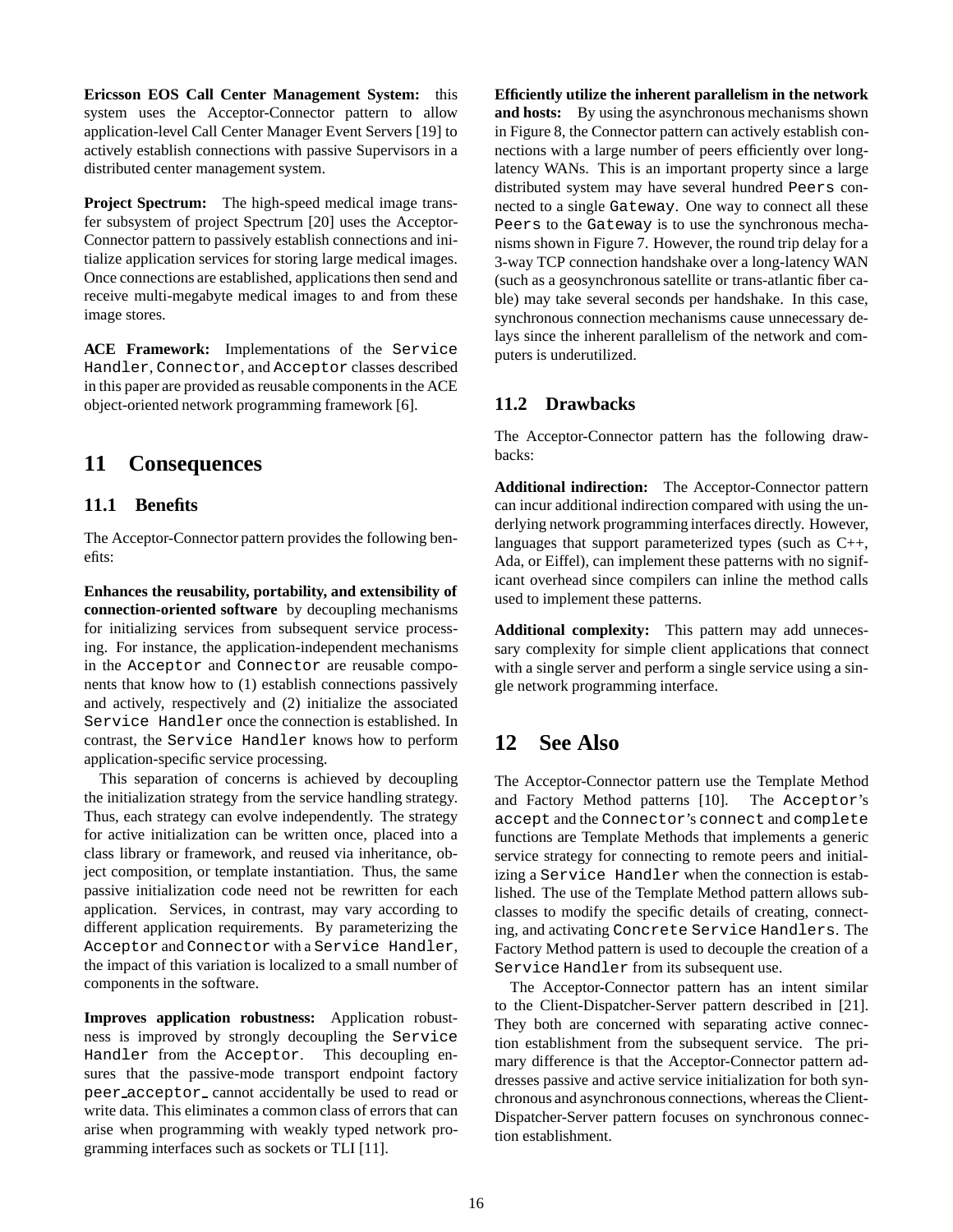**Ericsson EOS Call Center Management System:** this system uses the Acceptor-Connector pattern to allow application-level Call Center Manager Event Servers [19] to actively establish connections with passive Supervisors in a distributed center management system.

**Project Spectrum:** The high-speed medical image transfer subsystem of project Spectrum [20] uses the Acceptor-Connector pattern to passively establish connections and initialize application services for storing large medical images. Once connections are established, applications then send and receive multi-megabyte medical images to and from these image stores.

**ACE Framework:** Implementations of the `Service Handler`, `Connector`, and `Acceptor` classes described in this paper are provided as reusable components in the ACE object-oriented network programming framework [6].

## 11 Consequences

### 11.1 Benefits

The Acceptor-Connector pattern provides the following benefits:

**Enhances the reusability, portability, and extensibility of connection-oriented software** by decoupling mechanisms for initializing services from subsequent service processing. For instance, the application-independent mechanisms in the `Acceptor` and `Connector` are reusable components that know how to (1) establish connections passively and actively, respectively and (2) initialize the associated `Service Handler` once the connection is established. In contrast, the `Service Handler` knows how to perform application-specific service processing.

This separation of concerns is achieved by decoupling the initialization strategy from the service handling strategy. Thus, each strategy can evolve independently. The strategy for active initialization can be written once, placed into a class library or framework, and reused via inheritance, object composition, or template instantiation. Thus, the same passive initialization code need not be rewritten for each application. Services, in contrast, may vary according to different application requirements. By parameterizing the `Acceptor` and `Connector` with a `Service Handler`, the impact of this variation is localized to a small number of components in the software.

**Improves application robustness:** Application robustness is improved by strongly decoupling the `Service Handler` from the `Acceptor`. This decoupling ensures that the passive-mode transport endpoint factory `peer_acceptor_` cannot accidentally be used to read or write data. This eliminates a common class of errors that can arise when programming with weakly typed network programming interfaces such as sockets or TLI [11].

**Efficiently utilize the inherent parallelism in the network and hosts:** By using the asynchronous mechanisms shown in Figure 8, the Connector pattern can actively establish connections with a large number of peers efficiently over long-latency WANs. This is an important property since a large distributed system may have several hundred `Peers` connected to a single `Gateway`. One way to connect all these `Peers` to the `Gateway` is to use the synchronous mechanisms shown in Figure 7. However, the round trip delay for a 3-way TCP connection handshake over a long-latency WAN (such as a geosynchronous satellite or trans-atlantic fiber cable) may take several seconds per handshake. In this case, synchronous connection mechanisms cause unnecessary delays since the inherent parallelism of the network and computers is underutilized.

### 11.2 Drawbacks

The Acceptor-Connector pattern has the following drawbacks:

**Additional indirection:** The Acceptor-Connector pattern can incur additional indirection compared with using the underlying network programming interfaces directly. However, languages that support parameterized types (such as C++, Ada, or Eiffel), can implement these patterns with no significant overhead since compilers can inline the method calls used to implement these patterns.

**Additional complexity:** This pattern may add unnecessary complexity for simple client applications that connect with a single server and perform a single service using a single network programming interface.

## 12 See Also

The Acceptor-Connector pattern use the Template Method and Factory Method patterns [10]. The `Acceptor`'s `accept` and the `Connector`'s `connect` and `complete` functions are Template Methods that implements a generic service strategy for connecting to remote peers and initializing a `Service Handler` when the connection is established. The use of the Template Method pattern allows subclasses to modify the specific details of creating, connecting, and activating `Concrete Service Handlers`. The Factory Method pattern is used to decouple the creation of a `Service Handler` from its subsequent use.

The Acceptor-Connector pattern has an intent similar to the Client-Dispatcher-Server pattern described in [21]. They both are concerned with separating active connection establishment from the subsequent service. The primary difference is that the Acceptor-Connector pattern addresses passive and active service initialization for both synchronous and asynchronous connections, whereas the Client-Dispatcher-Server pattern focuses on synchronous connection establishment.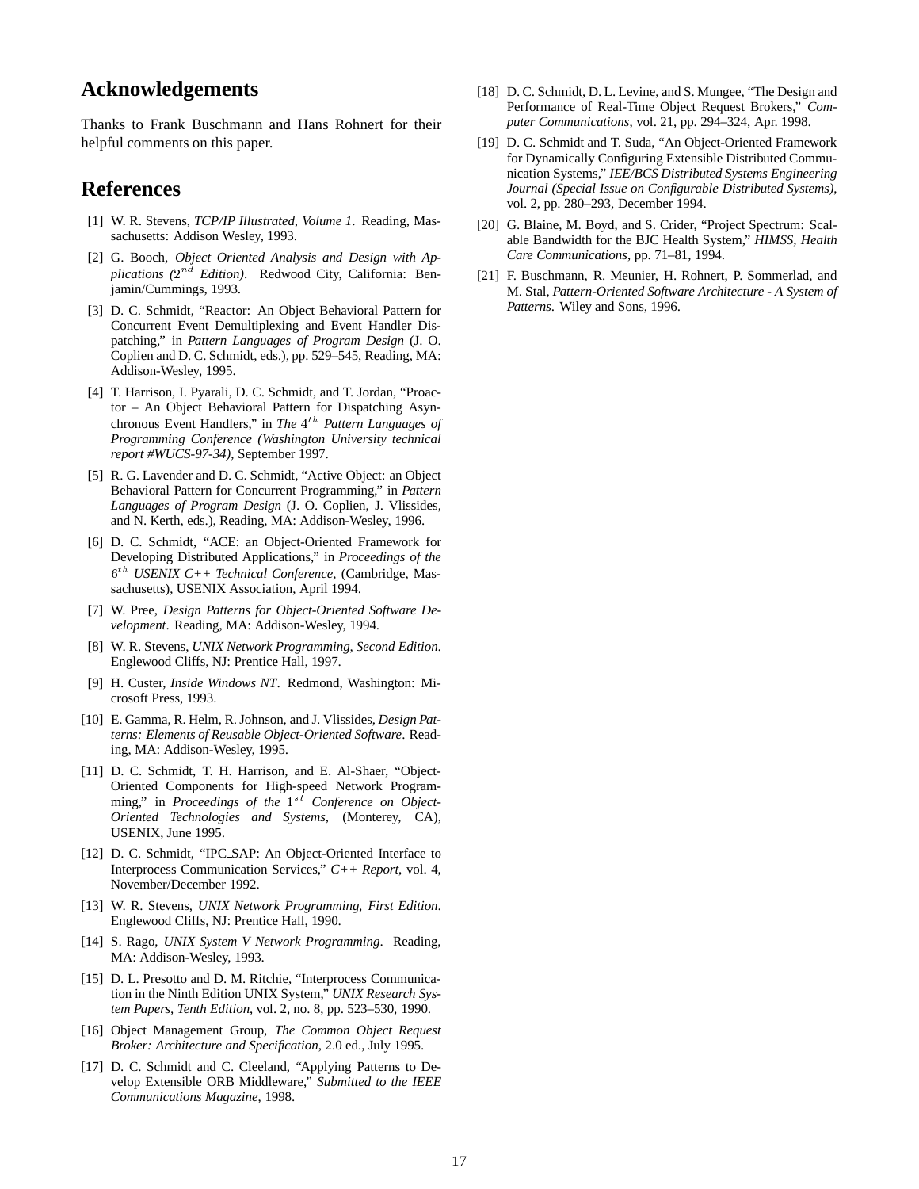## Acknowledgements

Thanks to Frank Buschmann and Hans Rohnert for their helpful comments on this paper.

## References

[1] W. R. Stevens, *TCP/IP Illustrated, Volume 1*. Reading, Massachusetts: Addison Wesley, 1993.

[2] G. Booch, *Object Oriented Analysis and Design with Applications ($2^{nd}$ Edition)*. Redwood City, California: Benjamin/Cummings, 1993.

[3] D. C. Schmidt, "Reactor: An Object Behavioral Pattern for Concurrent Event Demultiplexing and Event Handler Dispatching," in *Pattern Languages of Program Design* (J. O. Coplien and D. C. Schmidt, eds.), pp. 529–545, Reading, MA: Addison-Wesley, 1995.

[4] T. Harrison, I. Pyarali, D. C. Schmidt, and T. Jordan, "Proactor – An Object Behavioral Pattern for Dispatching Asynchronous Event Handlers," in *The $4^{th}$ Pattern Languages of Programming Conference (Washington University technical report #WUCS-97-34)*, September 1997.

[5] R. G. Lavender and D. C. Schmidt, "Active Object: an Object Behavioral Pattern for Concurrent Programming," in *Pattern Languages of Program Design* (J. O. Coplien, J. Vlissides, and N. Kerth, eds.), Reading, MA: Addison-Wesley, 1996.

[6] D. C. Schmidt, "ACE: an Object-Oriented Framework for Developing Distributed Applications," in *Proceedings of the $6^{th}$ USENIX C++ Technical Conference*, (Cambridge, Massachusetts), USENIX Association, April 1994.

[7] W. Pree, *Design Patterns for Object-Oriented Software Development*. Reading, MA: Addison-Wesley, 1994.

[8] W. R. Stevens, *UNIX Network Programming, Second Edition*. Englewood Cliffs, NJ: Prentice Hall, 1997.

[9] H. Custer, *Inside Windows NT*. Redmond, Washington: Microsoft Press, 1993.

[10] E. Gamma, R. Helm, R. Johnson, and J. Vlissides, *Design Patterns: Elements of Reusable Object-Oriented Software*. Reading, MA: Addison-Wesley, 1995.

[11] D. C. Schmidt, T. H. Harrison, and E. Al-Shaer, "Object-Oriented Components for High-speed Network Programming," in *Proceedings of the $1^{st}$ Conference on Object-Oriented Technologies and Systems*, (Monterey, CA), USENIX, June 1995.

[12] D. C. Schmidt, "IPC_SAP: An Object-Oriented Interface to Interprocess Communication Services," *C++ Report*, vol. 4, November/December 1992.

[13] W. R. Stevens, *UNIX Network Programming, First Edition*. Englewood Cliffs, NJ: Prentice Hall, 1990.

[14] S. Rago, *UNIX System V Network Programming*. Reading, MA: Addison-Wesley, 1993.

[15] D. L. Presotto and D. M. Ritchie, "Interprocess Communication in the Ninth Edition UNIX System," *UNIX Research System Papers, Tenth Edition*, vol. 2, no. 8, pp. 523–530, 1990.

[16] Object Management Group, *The Common Object Request Broker: Architecture and Specification*, 2.0 ed., July 1995.

[17] D. C. Schmidt and C. Cleeland, "Applying Patterns to Develop Extensible ORB Middleware," *Submitted to the IEEE Communications Magazine*, 1998.

[18] D. C. Schmidt, D. L. Levine, and S. Mungee, "The Design and Performance of Real-Time Object Request Brokers," *Computer Communications*, vol. 21, pp. 294–324, Apr. 1998.

[19] D. C. Schmidt and T. Suda, "An Object-Oriented Framework for Dynamically Configuring Extensible Distributed Communication Systems," *IEE/BCS Distributed Systems Engineering Journal (Special Issue on Configurable Distributed Systems)*, vol. 2, pp. 280–293, December 1994.

[20] G. Blaine, M. Boyd, and S. Crider, "Project Spectrum: Scalable Bandwidth for the BJC Health System," *HIMSS, Health Care Communications*, pp. 71–81, 1994.

[21] F. Buschmann, R. Meunier, H. Rohnert, P. Sommerlad, and M. Stal, *Pattern-Oriented Software Architecture - A System of Patterns*. Wiley and Sons, 1996.